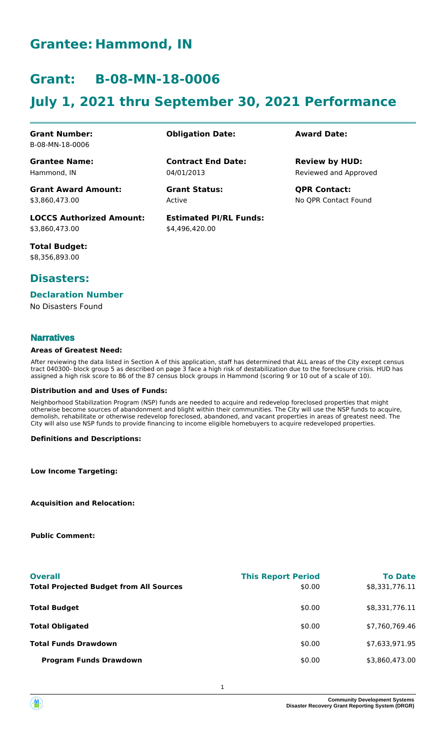# Grantee: Hammond, IN

# Grant: B-08-MN-18-0006

# July 1, 2021 thru September 30, 2021 Performance

| | | |
|---|---|---|
| **Grant Number:**<br>B-08-MN-18-0006 | **Obligation Date:** | **Award Date:** |
| **Grantee Name:**<br>Hammond, IN | **Contract End Date:**<br>04/01/2013 | **Review by HUD:**<br>Reviewed and Approved |
| **Grant Award Amount:**<br>$3,860,473.00 | **Grant Status:**<br>Active | **QPR Contact:**<br>No QPR Contact Found |
| **LOCCS Authorized Amount:**<br>$3,860,473.00 | **Estimated PI/RL Funds:**<br>$4,496,420.00 | |
| **Total Budget:**<br>$8,356,893.00 | | |

## Disasters:

### Declaration Number

No Disasters Found

### Narratives

#### Areas of Greatest Need:

After reviewing the data listed in Section A of this application, staff has determined that ALL areas of the City except census tract 040300- block group 5 as described on page 3 face a high risk of destabilization due to the foreclosure crisis. HUD has assigned a high risk score to 86 of the 87 census block groups in Hammond (scoring 9 or 10 out of a scale of 10).

#### Distribution and and Uses of Funds:

Neighborhood Stabilization Program (NSP) funds are needed to acquire and redevelop foreclosed properties that might otherwise become sources of abandonment and blight within their communities. The City will use the NSP funds to acquire, demolish, rehabilitate or otherwise redevelop foreclosed, abandoned, and vacant properties in areas of greatest need. The City will also use NSP funds to provide financing to income eligible homebuyers to acquire redeveloped properties.

#### Definitions and Descriptions:

#### Low Income Targeting:

#### Acquisition and Relocation:

#### Public Comment:

| **Overall** | **This Report Period** | **To Date** |
|---|---|---|
| **Total Projected Budget from All Sources** | $0.00 | $8,331,776.11 |
| **Total Budget** | $0.00 | $8,331,776.11 |
| **Total Obligated** | $0.00 | $7,760,769.46 |
| **Total Funds Drawdown** | $0.00 | $7,633,971.95 |
| **Program Funds Drawdown** | $0.00 | $3,860,473.00 |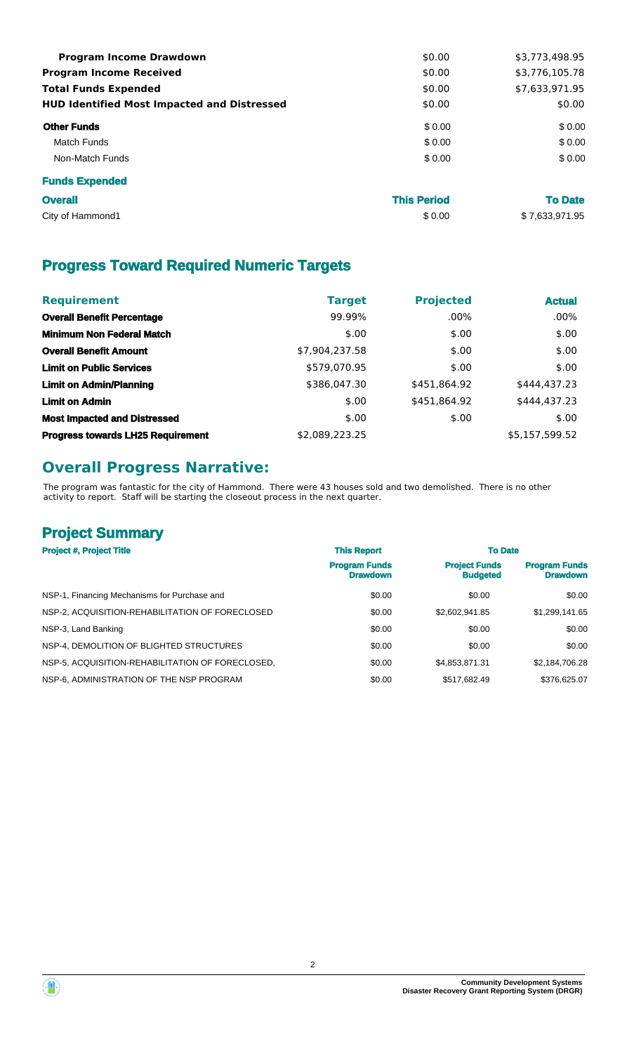| | | |
|---|---|---|
| **Program Income Drawdown** | $0.00 | $3,773,498.95 |
| **Program Income Received** | $0.00 | $3,776,105.78 |
| **Total Funds Expended** | $0.00 | $7,633,971.95 |
| **HUD Identified Most Impacted and Distressed** | $0.00 | $0.00 |
| **Other Funds** | $ 0.00 | $ 0.00 |
| Match Funds | $ 0.00 | $ 0.00 |
| Non-Match Funds | $ 0.00 | $ 0.00 |

**Funds Expended**

| **Overall** | **This Period** | **To Date** |
|---|---|---|
| City of Hammond1 | $ 0.00 | $ 7,633,971.95 |

## Progress Toward Required Numeric Targets

| Requirement | Target | Projected | Actual |
|---|---|---|---|
| **Overall Benefit Percentage** | 99.99% | .00% | .00% |
| **Minimum Non Federal Match** | $.00 | $.00 | $.00 |
| **Overall Benefit Amount** | $7,904,237.58 | $.00 | $.00 |
| **Limit on Public Services** | $579,070.95 | $.00 | $.00 |
| **Limit on Admin/Planning** | $386,047.30 | $451,864.92 | $444,437.23 |
| **Limit on Admin** | $.00 | $451,864.92 | $444,437.23 |
| **Most Impacted and Distressed** | $.00 | $.00 | $.00 |
| **Progress towards LH25 Requirement** | $2,089,223.25 | | $5,157,599.52 |

## Overall Progress Narrative:

The program was fantastic for the city of Hammond. There were 43 houses sold and two demolished. There is no other activity to report. Staff will be starting the closeout process in the next quarter.

## Project Summary

| Project #, Project Title | This Report | To Date | |
|---|---|---|---|
| | Program Funds Drawdown | Project Funds Budgeted | Program Funds Drawdown |
| NSP-1, Financing Mechanisms for Purchase and | $0.00 | $0.00 | $0.00 |
| NSP-2, ACQUISITION-REHABILITATION OF FORECLOSED | $0.00 | $2,602,941.85 | $1,299,141.65 |
| NSP-3, Land Banking | $0.00 | $0.00 | $0.00 |
| NSP-4, DEMOLITION OF BLIGHTED STRUCTURES | $0.00 | $0.00 | $0.00 |
| NSP-5, ACQUISITION-REHABILITATION OF FORECLOSED, | $0.00 | $4,853,871.31 | $2,184,706.28 |
| NSP-6, ADMINISTRATION OF THE NSP PROGRAM | $0.00 | $517,682.49 | $376,625.07 |